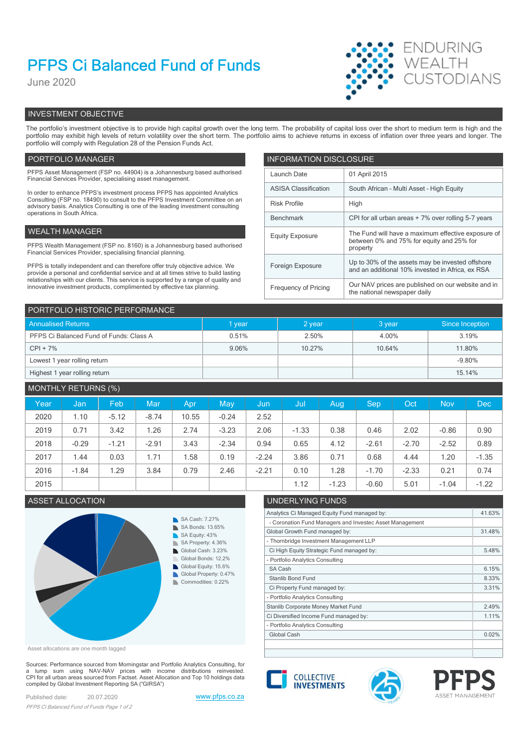# PFPS Ci Balanced Fund of Funds

June 2020

ENDURING WEALTH CUSTODIANS

## INVESTMENT OBJECTIVE

The portfolio's investment objective is to provide high capital growth over the long term. The probability of capital loss over the short to medium term is high and the portfolio may exhibit high levels of return volatility over the short term. The portfolio aims to achieve returns in excess of inflation over three years and longer. The portfolio will comply with Regulation 28 of the Pension Funds Act.

## PORTFOLIO MANAGER

PFPS Asset Management (FSP no. 44904) is a Johannesburg based authorised Financial Services Provider, specialising asset management.

In order to enhance PFPS's investment process PFPS has appointed Analytics Consulting (FSP no. 18490) to consult to the PFPS Investment Committee on an advisory basis. Analytics Consulting is one of the leading investment consulting operations in South Africa.

## WEALTH MANAGER

PFPS Wealth Management (FSP no. 8160) is a Johannesburg based authorised Financial Services Provider, specialising financial planning.

PFPS is totally independent and can therefore offer truly objective advice. We provide a personal and confidential service and at all times strive to build lasting relationships with our clients. This service is supported by a range of quality and innovative investment products, complimented by effective tax planning.

## INFORMATION DISCLOSURE

| | |
|---|---|
| Launch Date | 01 April 2015 |
| ASISA Classification | South African - Multi Asset - High Equity |
| Risk Profile | High |
| Benchmark | CPI for all urban areas + 7% over rolling 5-7 years |
| Equity Exposure | The Fund will have a maximum effective exposure of between 0% and 75% for equity and 25% for property |
| Foreign Exposure | Up to 30% of the assets may be invested offshore and an additional 10% invested in Africa, ex RSA |
| Frequency of Pricing | Our NAV prices are published on our website and in the national newspaper daily |

## PORTFOLIO HISTORIC PERFORMANCE

| Annualised Returns | 1 year | 2 year | 3 year | Since Inception |
|---|---|---|---|---|
| PFPS Ci Balanced Fund of Funds: Class A | 0.51% | 2.50% | 4.00% | 3.19% |
| CPI + 7% | 9.06% | 10.27% | 10.64% | 11.80% |
| Lowest 1 year rolling return | | | | -9.80% |
| Highest 1 year rolling return | | | | 15.14% |

## MONTHLY RETURNS (%)

| Year | Jan | Feb | Mar | Apr | May | Jun | Jul | Aug | Sep | Oct | Nov | Dec |
|---|---|---|---|---|---|---|---|---|---|---|---|---|
| 2020 | 1.10 | -5.12 | -8.74 | 10.55 | -0.24 | 2.52 | | | | | | |
| 2019 | 0.71 | 3.42 | 1.26 | 2.74 | -3.23 | 2.06 | -1.33 | 0.38 | 0.46 | 2.02 | -0.86 | 0.90 |
| 2018 | -0.29 | -1.21 | -2.91 | 3.43 | -2.34 | 0.94 | 0.65 | 4.12 | -2.61 | -2.70 | -2.52 | 0.89 |
| 2017 | 1.44 | 0.03 | 1.71 | 1.58 | 0.19 | -2.24 | 3.86 | 0.71 | 0.68 | 4.44 | 1.20 | -1.35 |
| 2016 | -1.84 | 1.29 | 3.84 | 0.79 | 2.46 | -2.21 | 0.10 | 1.28 | -1.70 | -2.33 | 0.21 | 0.74 |
| 2015 | | | | | | | 1.12 | -1.23 | -0.60 | 5.01 | -1.04 | -1.22 |

## ASSET ALLOCATION

- SA Cash: 7.27%
- SA Bonds: 13.65%
- SA Equity: 43%
- SA Property: 4.36%
- Global Cash: 3.23%
- Global Bonds: 12.2%
- Global Equity: 15.6%
- Global Property: 0.47%
- Commodities: 0.22%

Asset allocations are one month lagged

## UNDERLYING FUNDS

| | |
|---|---|
| Analytics Ci Managed Equity Fund managed by: | 41.63% |
| - Coronation Fund Managers and Investec Asset Management | |
| Global Growth Fund managed by: | 31.48% |
| - Thornbridge Investment Management LLP | |
| Ci High Equity Strategic Fund managed by: | 5.48% |
| - Portfolio Analytics Consulting | |
| SA Cash | 6.15% |
| Stanlib Bond Fund | 8.33% |
| Ci Property Fund managed by: | 3.31% |
| - Portfolio Analytics Consulting | |
| Stanlib Corporate Money Market Fund | 2.49% |
| Ci Diversified Income Fund managed by: | 1.11% |
| - Portfolio Analytics Consulting | |
| Global Cash | 0.02% |

Sources: Performance sourced from Morningstar and Portfolio Analytics Consulting, for a lump sum using NAV-NAV prices with income distributions reinvested. CPI for all urban areas sourced from Factset. Asset Allocation and Top 10 holdings data compiled by Global Investment Reporting SA ("GIRSA")

Published date: 20.07.2020

www.pfps.co.za

COLLECTIVE INVESTMENTS

PFPS ASSET MANAGEMENT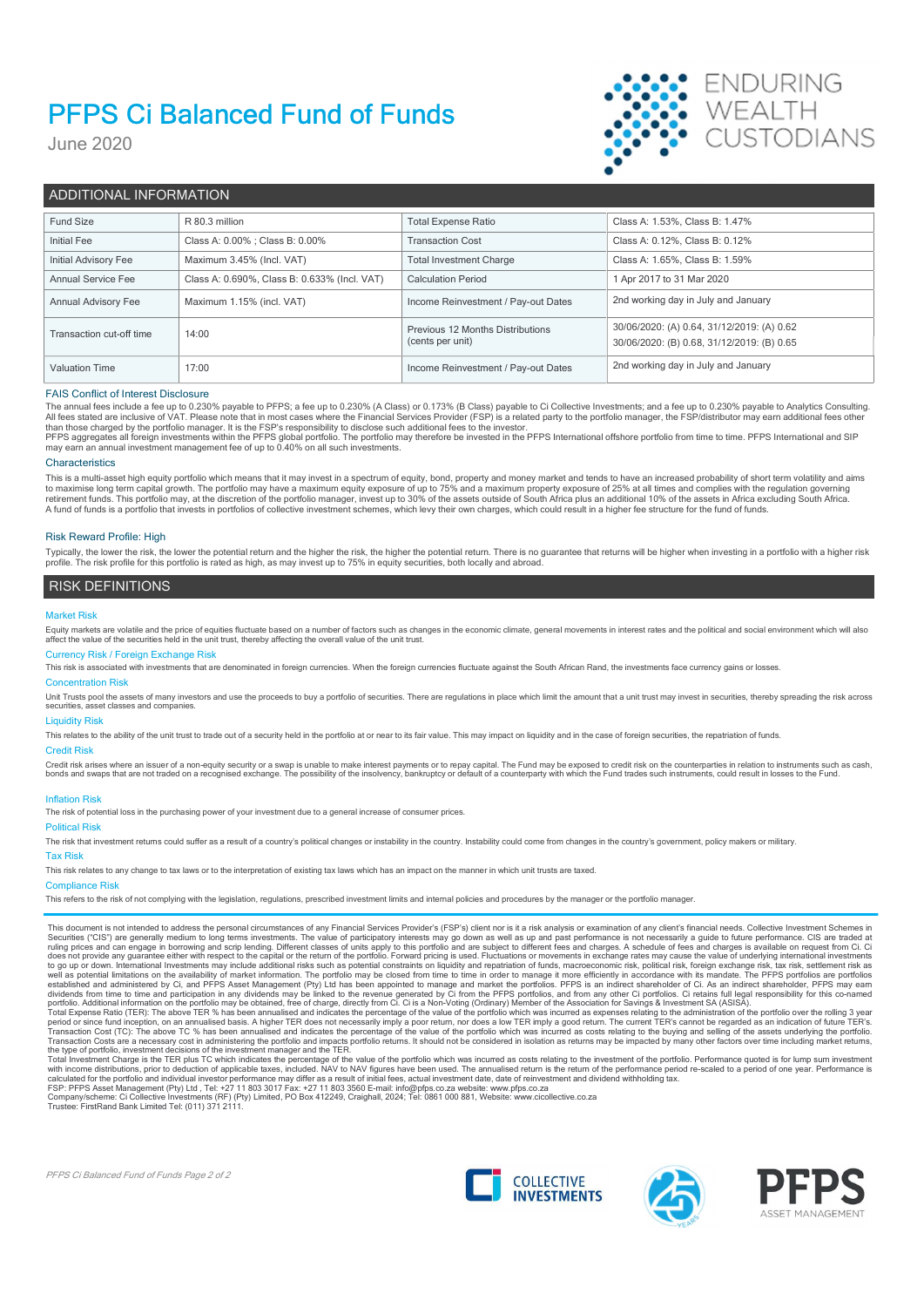# PFPS Ci Balanced Fund of Funds

June 2020

ENDURING WEALTH CUSTODIANS

## ADDITIONAL INFORMATION

| | | | |
|---|---|---|---|
| Fund Size | R 80.3 million | Total Expense Ratio | Class A: 1.53%, Class B: 1.47% |
| Initial Fee | Class A: 0.00% ; Class B: 0.00% | Transaction Cost | Class A: 0.12%, Class B: 0.12% |
| Initial Advisory Fee | Maximum 3.45% (Incl. VAT) | Total Investment Charge | Class A: 1.65%, Class B: 1.59% |
| Annual Service Fee | Class A: 0.690%, Class B: 0.633% (Incl. VAT) | Calculation Period | 1 Apr 2017 to 31 Mar 2020 |
| Annual Advisory Fee | Maximum 1.15% (incl. VAT) | Income Reinvestment / Pay-out Dates | 2nd working day in July and January |
| Transaction cut-off time | 14:00 | Previous 12 Months Distributions (cents per unit) | 30/06/2020: (A) 0.64, 31/12/2019: (A) 0.62<br>30/06/2020: (B) 0.68, 31/12/2019: (B) 0.65 |
| Valuation Time | 17:00 | Income Reinvestment / Pay-out Dates | 2nd working day in July and January |

### FAIS Conflict of Interest Disclosure

The annual fees include a fee up to 0.230% payable to PFPS; a fee up to 0.230% (A Class) or 0.173% (B Class) payable to Ci Collective Investments; and a fee up to 0.230% payable to Analytics Consulting. All fees stated are inclusive of VAT. Please note that in most cases where the Financial Services Provider (FSP) is a related party to the portfolio manager, the FSP/distributor may earn additional fees other than those charged by the portfolio manager. It is the FSP's responsibility to disclose such additional fees to the investor.
PFPS aggregates all foreign investments within the PFPS global portfolio. The portfolio may therefore be invested in the PFPS International offshore portfolio from time to time. PFPS International and SIP may earn an annual investment management fee of up to 0.40% on all such investments.

### Characteristics

This is a multi-asset high equity portfolio which means that it may invest in a spectrum of equity, bond, property and money market and tends to have an increased probability of short term volatility and aims to maximise long term capital growth. The portfolio may have a maximum equity exposure of up to 75% and a maximum property exposure of 25% at all times and complies with the regulation governing retirement funds. This portfolio may, at the discretion of the portfolio manager, invest up to 30% of the assets outside of South Africa plus an additional 10% of the assets in Africa excluding South Africa.
A fund of funds is a portfolio that invests in portfolios of collective investment schemes, which levy their own charges, which could result in a higher fee structure for the fund of funds.

### Risk Reward Profile: High

Typically, the lower the risk, the lower the potential return and the higher the risk, the higher the potential return. There is no guarantee that returns will be higher when investing in a portfolio with a higher risk profile. The risk profile for this portfolio is rated as high, as may invest up to 75% in equity securities, both locally and abroad.

## RISK DEFINITIONS

### Market Risk

Equity markets are volatile and the price of equities fluctuate based on a number of factors such as changes in the economic climate, general movements in interest rates and the political and social environment which will also affect the value of the securities held in the unit trust, thereby affecting the overall value of the unit trust.

### Currency Risk / Foreign Exchange Risk

This risk is associated with investments that are denominated in foreign currencies. When the foreign currencies fluctuate against the South African Rand, the investments face currency gains or losses.

### Concentration Risk

Unit Trusts pool the assets of many investors and use the proceeds to buy a portfolio of securities. There are regulations in place which limit the amount that a unit trust may invest in securities, thereby spreading the risk across securities, asset classes and companies.

### Liquidity Risk

This relates to the ability of the unit trust to trade out of a security held in the portfolio at or near to its fair value. This may impact on liquidity and in the case of foreign securities, the repatriation of funds.

### Credit Risk

Credit risk arises where an issuer of a non-equity security or a swap is unable to make interest payments or to repay capital. The Fund may be exposed to credit risk on the counterparties in relation to instruments such as cash, bonds and swaps that are not traded on a recognised exchange. The possibility of the insolvency, bankruptcy or default of a counterparty with which the Fund trades such instruments, could result in losses to the Fund.

### Inflation Risk

The risk of potential loss in the purchasing power of your investment due to a general increase of consumer prices.

### Political Risk

The risk that investment returns could suffer as a result of a country's political changes or instability in the country. Instability could come from changes in the country's government, policy makers or military.

### Tax Risk

This risk relates to any change to tax laws or to the interpretation of existing tax laws which has an impact on the manner in which unit trusts are taxed.

### Compliance Risk

This refers to the risk of not complying with the legislation, regulations, prescribed investment limits and internal policies and procedures by the manager or the portfolio manager.

This document is not intended to address the personal circumstances of any Financial Services Provider's (FSP's) client nor is it a risk analysis or examination of any client's financial needs. Collective Investment Schemes in Securities ("CIS") are generally medium to long terms investments. The value of participatory interests may go down as well as up and past performance is not necessarily a guide to future performance. CIS are traded at ruling prices and can engage in borrowing and scrip lending. Different classes of units apply to this portfolio and are subject to different fees and charges. A schedule of fees and charges is available on request from Ci. Ci does not provide any guarantee either with respect to the capital or the return of the portfolio. Forward pricing is used. Fluctuations or movements in exchange rates may cause the value of underlying international investments to go up or down. International Investments may include additional risks such as potential constraints on liquidity and repatriation of funds, macroeconomic risk, political risk, foreign exchange risk, tax risk, settlement risk as well as potential limitations on the availability of market information. The portfolio may be closed from time to time in order to manage it more efficiently in accordance with its mandate. The PFPS portfolios are portfolios established and administered by Ci, and PFPS Asset Management (Pty) Ltd has been appointed to manage and market the portfolios. PFPS is an indirect shareholder of Ci. As an indirect shareholder, PFPS may earn dividends from time to time and participation in any dividends may be linked to the revenue generated by Ci from the PFPS portfolios, and from any other Ci portfolios. Ci retains full legal responsibility for this co-named portfolio. Additional information on the portfolio may be obtained, free of charge, directly from Ci. Ci is a Non-Voting (Ordinary) Member of the Association for Savings & Investment SA (ASISA).
Total Expense Ratio (TER): The above TER % has been annualised and indicates the percentage of the value of the portfolio which was incurred as expenses relating to the administration of the portfolio over the rolling 3 year period or since fund inception, on an annualised basis. A higher TER does not necessarily imply a poor return, nor does a low TER imply a good return. The current TER's cannot be regarded as an indication of future TER's.
Transaction Cost (TC): The above TC % has been annualised and indicates the percentage of the value of the portfolio which was incurred as costs relating to the buying and selling of the assets underlying the portfolio. Transaction Costs are a necessary cost in administering the portfolio and impacts portfolio returns. It should not be considered in isolation as returns may be impacted by many other factors over time including market returns, the type of portfolio, investment decisions of the investment manager and the TER.
Total Investment Charge is the TER plus TC which indicates the percentage of the value of the portfolio which was incurred as costs relating to the investment of the portfolio. Performance quoted is for lump sum investment with income distributions, prior to deduction of applicable taxes, included. NAV to NAV figures have been used. The annualised return is the return of the performance period re-scaled to a period of one year. Performance is calculated for the portfolio and individual investor performance may differ as a result of initial fees, actual investment date, date of reinvestment and dividend withholding tax.
FSP: PFPS Asset Management (Pty) Ltd , Tel: +27 11 803 3017 Fax: +27 11 803 3560 E-mail: info@pfps.co.za website: www.pfps.co.za
Company/scheme: Ci Collective Investments (RF) (Pty) Limited, PO Box 412249, Craighall, 2024; Tel: 0861 000 881, Website: www.cicollective.co.za
Trustee: FirstRand Bank Limited Tel: (011) 371 2111.

COLLECTIVE INVESTMENTS

PFPS ASSET MANAGEMENT